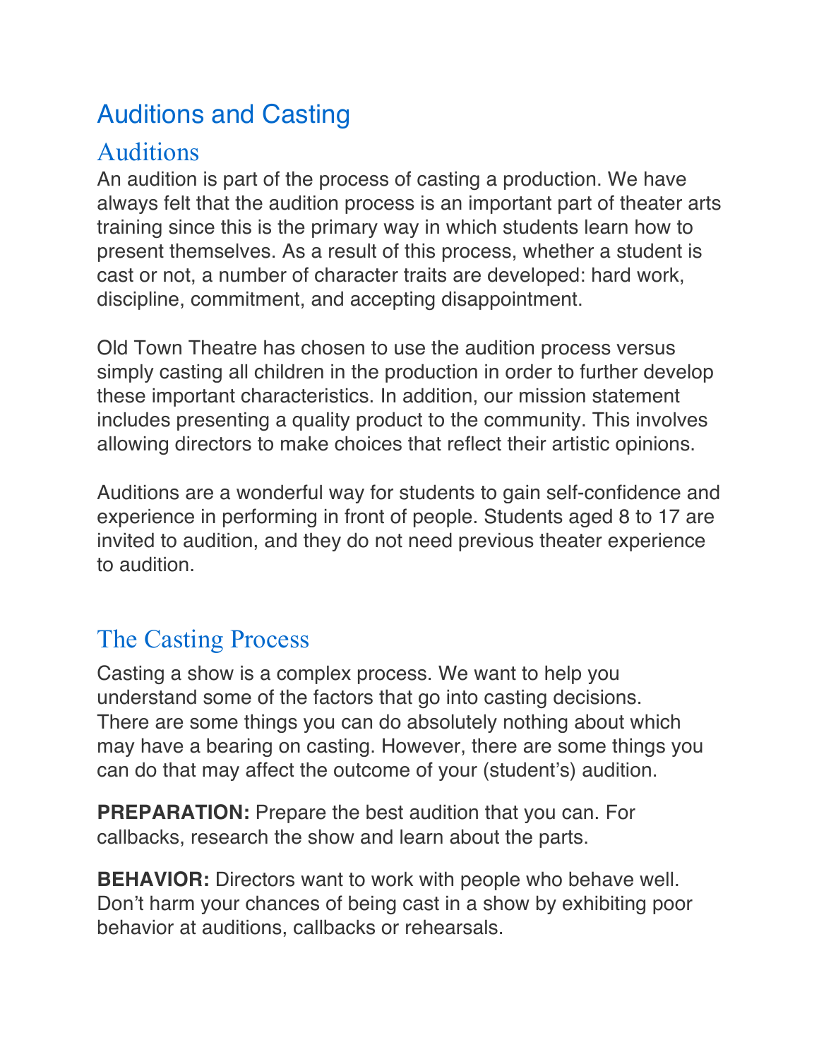# Auditions and Casting

## Auditions

An audition is part of the process of casting a production. We have always felt that the audition process is an important part of theater arts training since this is the primary way in which students learn how to present themselves. As a result of this process, whether a student is cast or not, a number of character traits are developed: hard work, discipline, commitment, and accepting disappointment.

Old Town Theatre has chosen to use the audition process versus simply casting all children in the production in order to further develop these important characteristics. In addition, our mission statement includes presenting a quality product to the community. This involves allowing directors to make choices that reflect their artistic opinions.

Auditions are a wonderful way for students to gain self-confidence and experience in performing in front of people. Students aged 8 to 17 are invited to audition, and they do not need previous theater experience to audition.

## The Casting Process

Casting a show is a complex process. We want to help you understand some of the factors that go into casting decisions. There are some things you can do absolutely nothing about which may have a bearing on casting. However, there are some things you can do that may affect the outcome of your (student's) audition.

**PREPARATION:** Prepare the best audition that you can. For callbacks, research the show and learn about the parts.

**BEHAVIOR:** Directors want to work with people who behave well. Don't harm your chances of being cast in a show by exhibiting poor behavior at auditions, callbacks or rehearsals.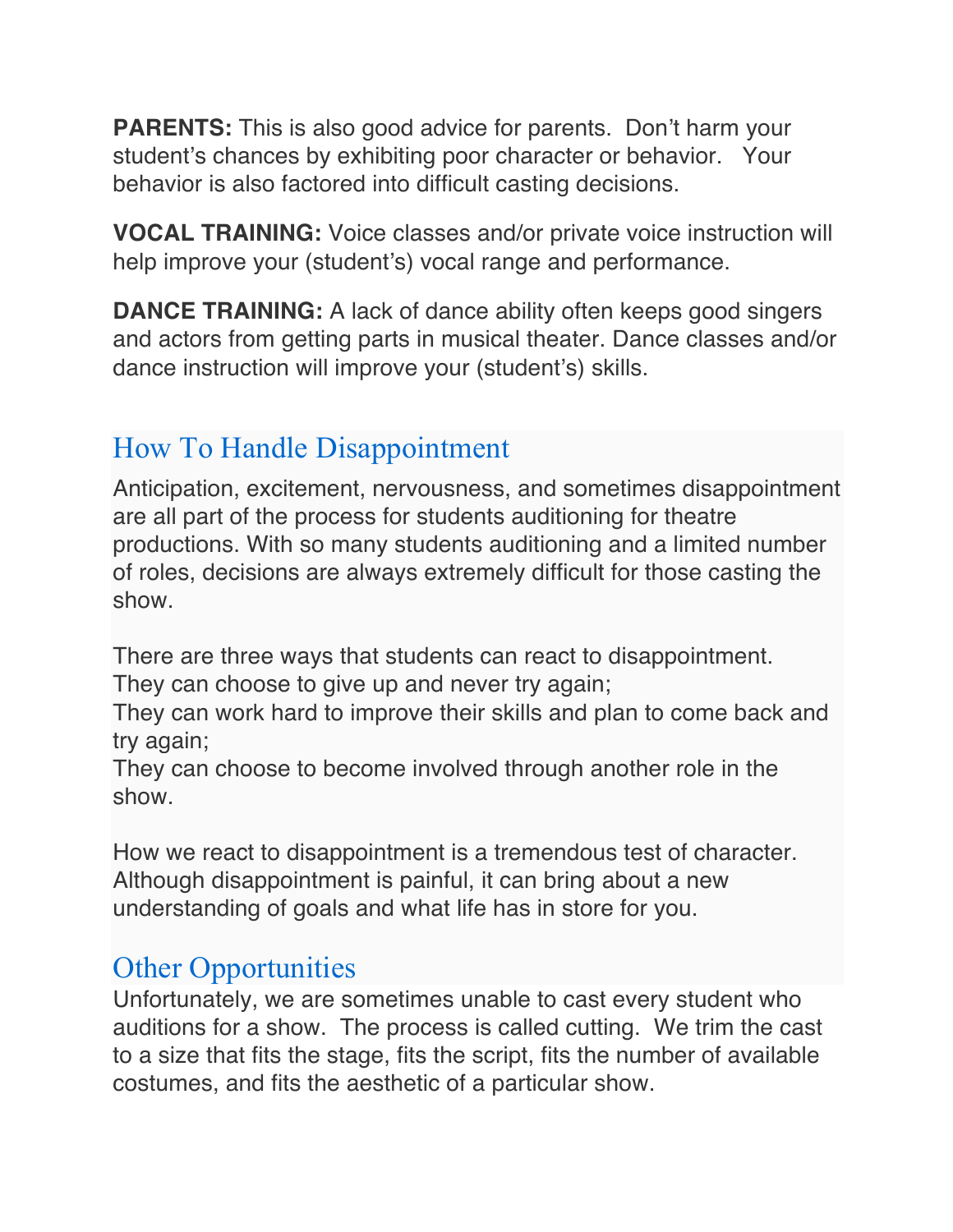**PARENTS:** This is also good advice for parents. Don't harm your student's chances by exhibiting poor character or behavior. Your behavior is also factored into difficult casting decisions.

**VOCAL TRAINING:** Voice classes and/or private voice instruction will help improve your (student's) vocal range and performance.

**DANCE TRAINING:** A lack of dance ability often keeps good singers and actors from getting parts in musical theater. Dance classes and/or dance instruction will improve your (student's) skills.

## How To Handle Disappointment

Anticipation, excitement, nervousness, and sometimes disappointment are all part of the process for students auditioning for theatre productions. With so many students auditioning and a limited number of roles, decisions are always extremely difficult for those casting the show.

There are three ways that students can react to disappointment.
They can choose to give up and never try again;
They can work hard to improve their skills and plan to come back and try again;
They can choose to become involved through another role in the show.

How we react to disappointment is a tremendous test of character. Although disappointment is painful, it can bring about a new understanding of goals and what life has in store for you.

## Other Opportunities

Unfortunately, we are sometimes unable to cast every student who auditions for a show. The process is called cutting. We trim the cast to a size that fits the stage, fits the script, fits the number of available costumes, and fits the aesthetic of a particular show.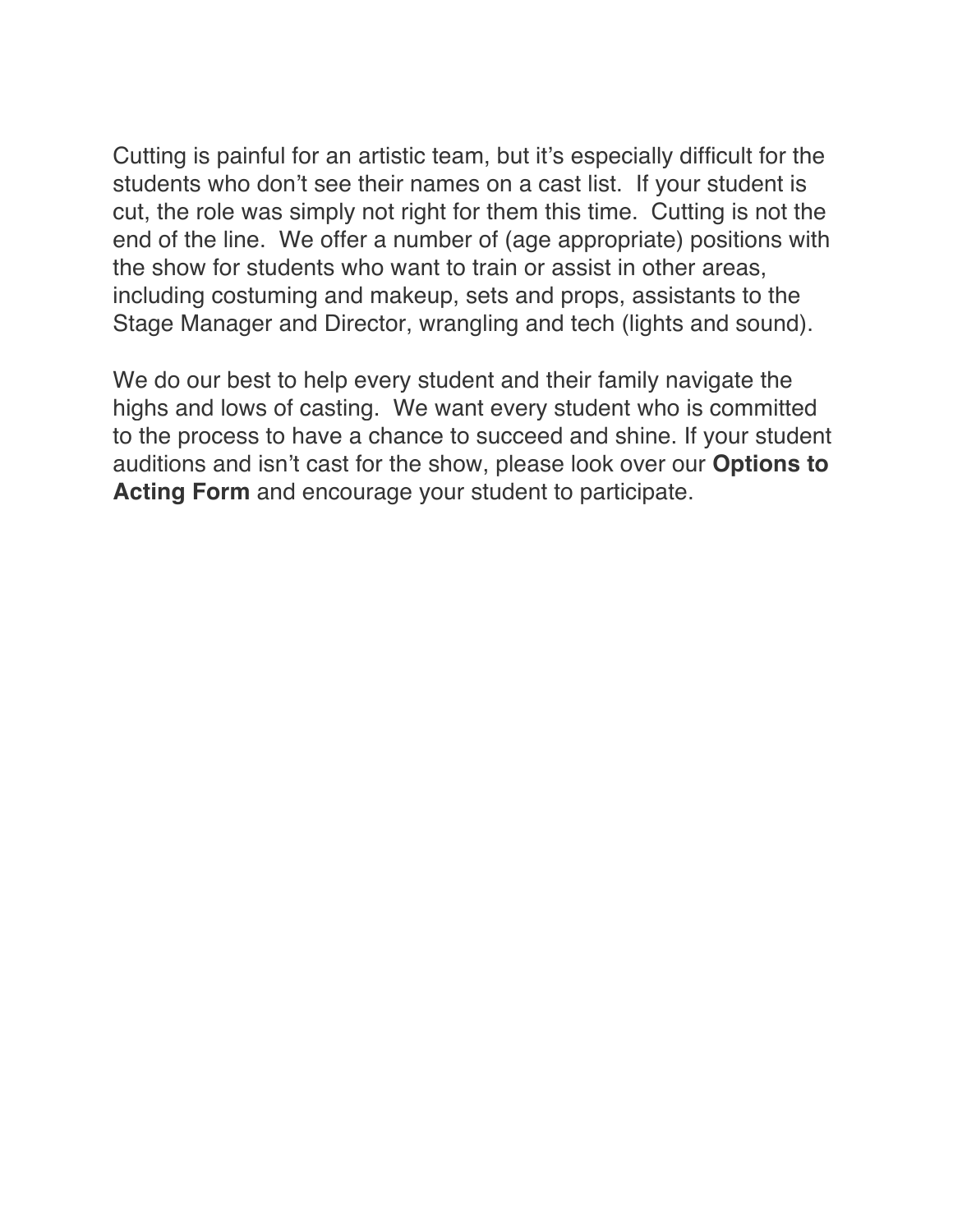Cutting is painful for an artistic team, but it's especially difficult for the students who don't see their names on a cast list. If your student is cut, the role was simply not right for them this time. Cutting is not the end of the line. We offer a number of (age appropriate) positions with the show for students who want to train or assist in other areas, including costuming and makeup, sets and props, assistants to the Stage Manager and Director, wrangling and tech (lights and sound).

We do our best to help every student and their family navigate the highs and lows of casting. We want every student who is committed to the process to have a chance to succeed and shine. If your student auditions and isn't cast for the show, please look over our **Options to Acting Form** and encourage your student to participate.